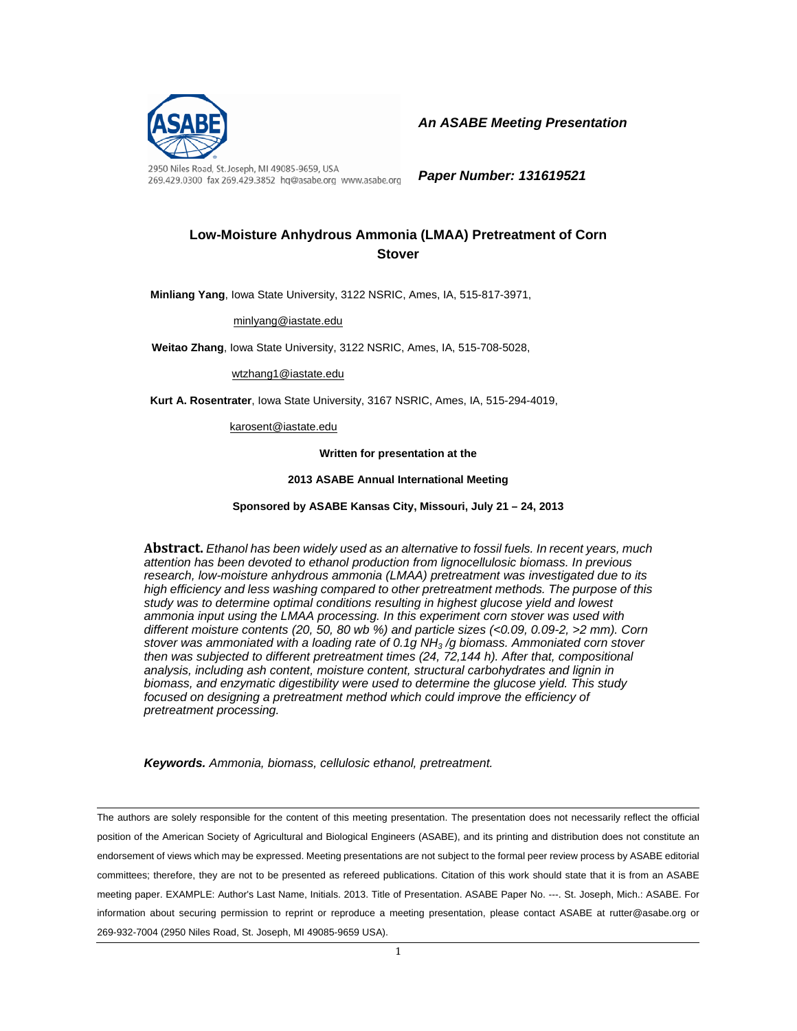2950 Niles Road, St. Joseph, MI 49085-9659, USA
269.429.0300 fax 269.429.3852 hq@asabe.org www.asabe.org

***An ASABE Meeting Presentation***

***Paper Number: 131619521***

# Low-Moisture Anhydrous Ammonia (LMAA) Pretreatment of Corn Stover

**Minliang Yang**, Iowa State University, 3122 NSRIC, Ames, IA, 515-817-3971,

minlyang@iastate.edu

**Weitao Zhang**, Iowa State University, 3122 NSRIC, Ames, IA, 515-708-5028,

wtzhang1@iastate.edu

**Kurt A. Rosentrater**, Iowa State University, 3167 NSRIC, Ames, IA, 515-294-4019,

karosent@iastate.edu

**Written for presentation at the**

**2013 ASABE Annual International Meeting**

**Sponsored by ASABE Kansas City, Missouri, July 21 – 24, 2013**

**Abstract.** *Ethanol has been widely used as an alternative to fossil fuels. In recent years, much attention has been devoted to ethanol production from lignocellulosic biomass. In previous research, low-moisture anhydrous ammonia (LMAA) pretreatment was investigated due to its high efficiency and less washing compared to other pretreatment methods. The purpose of this study was to determine optimal conditions resulting in highest glucose yield and lowest ammonia input using the LMAA processing. In this experiment corn stover was used with different moisture contents (20, 50, 80 wb %) and particle sizes (<0.09, 0.09-2, >2 mm). Corn stover was ammoniated with a loading rate of 0.1g $NH_3$ /g biomass. Ammoniated corn stover then was subjected to different pretreatment times (24, 72,144 h). After that, compositional analysis, including ash content, moisture content, structural carbohydrates and lignin in biomass, and enzymatic digestibility were used to determine the glucose yield. This study focused on designing a pretreatment method which could improve the efficiency of pretreatment processing.*

***Keywords.*** *Ammonia, biomass, cellulosic ethanol, pretreatment.*

---

The authors are solely responsible for the content of this meeting presentation. The presentation does not necessarily reflect the official position of the American Society of Agricultural and Biological Engineers (ASABE), and its printing and distribution does not constitute an endorsement of views which may be expressed. Meeting presentations are not subject to the formal peer review process by ASABE editorial committees; therefore, they are not to be presented as refereed publications. Citation of this work should state that it is from an ASABE meeting paper. EXAMPLE: Author's Last Name, Initials. 2013. Title of Presentation. ASABE Paper No. ---. St. Joseph, Mich.: ASABE. For information about securing permission to reprint or reproduce a meeting presentation, please contact ASABE at rutter@asabe.org or 269-932-7004 (2950 Niles Road, St. Joseph, MI 49085-9659 USA).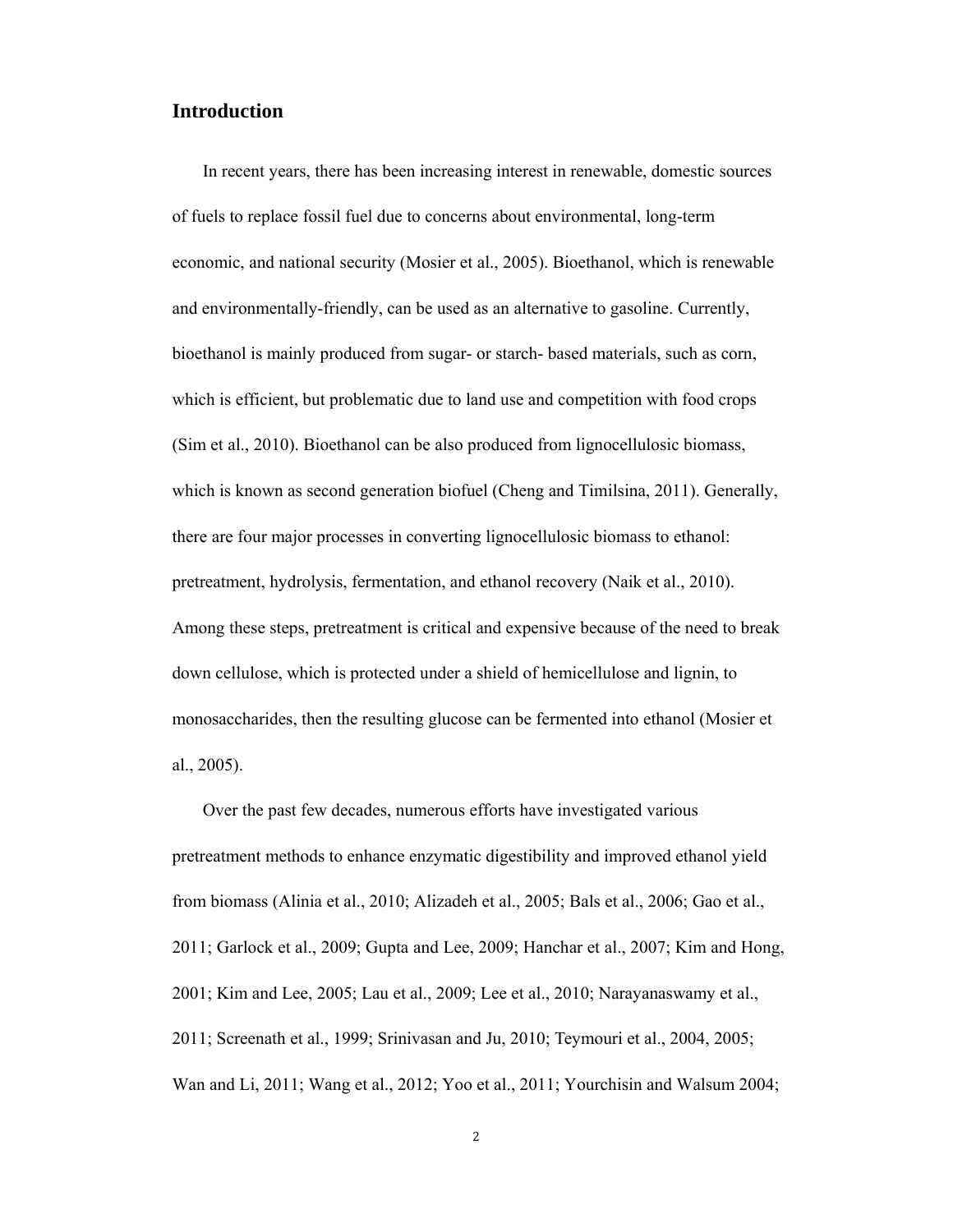## Introduction

In recent years, there has been increasing interest in renewable, domestic sources of fuels to replace fossil fuel due to concerns about environmental, long-term economic, and national security (Mosier et al., 2005). Bioethanol, which is renewable and environmentally-friendly, can be used as an alternative to gasoline. Currently, bioethanol is mainly produced from sugar- or starch- based materials, such as corn, which is efficient, but problematic due to land use and competition with food crops (Sim et al., 2010). Bioethanol can be also produced from lignocellulosic biomass, which is known as second generation biofuel (Cheng and Timilsina, 2011). Generally, there are four major processes in converting lignocellulosic biomass to ethanol: pretreatment, hydrolysis, fermentation, and ethanol recovery (Naik et al., 2010). Among these steps, pretreatment is critical and expensive because of the need to break down cellulose, which is protected under a shield of hemicellulose and lignin, to monosaccharides, then the resulting glucose can be fermented into ethanol (Mosier et al., 2005).

Over the past few decades, numerous efforts have investigated various pretreatment methods to enhance enzymatic digestibility and improved ethanol yield from biomass (Alinia et al., 2010; Alizadeh et al., 2005; Bals et al., 2006; Gao et al., 2011; Garlock et al., 2009; Gupta and Lee, 2009; Hanchar et al., 2007; Kim and Hong, 2001; Kim and Lee, 2005; Lau et al., 2009; Lee et al., 2010; Narayanaswamy et al., 2011; Screenath et al., 1999; Srinivasan and Ju, 2010; Teymouri et al., 2004, 2005; Wan and Li, 2011; Wang et al., 2012; Yoo et al., 2011; Yourchisin and Walsum 2004;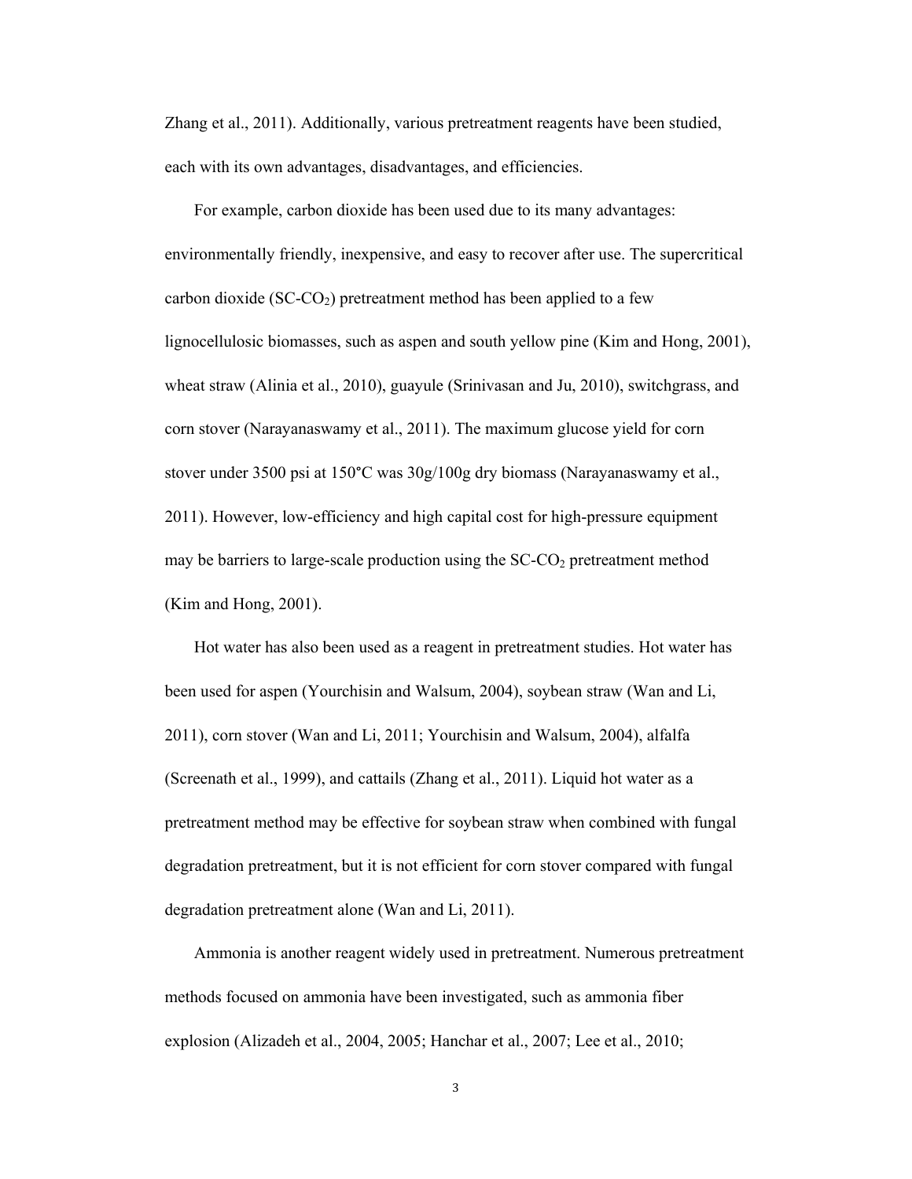Zhang et al., 2011). Additionally, various pretreatment reagents have been studied, each with its own advantages, disadvantages, and efficiencies.

For example, carbon dioxide has been used due to its many advantages: environmentally friendly, inexpensive, and easy to recover after use. The supercritical carbon dioxide (SC-$CO_2$) pretreatment method has been applied to a few lignocellulosic biomasses, such as aspen and south yellow pine (Kim and Hong, 2001), wheat straw (Alinia et al., 2010), guayule (Srinivasan and Ju, 2010), switchgrass, and corn stover (Narayanaswamy et al., 2011). The maximum glucose yield for corn stover under 3500 psi at 150°C was 30g/100g dry biomass (Narayanaswamy et al., 2011). However, low-efficiency and high capital cost for high-pressure equipment may be barriers to large-scale production using the SC-$CO_2$ pretreatment method (Kim and Hong, 2001).

Hot water has also been used as a reagent in pretreatment studies. Hot water has been used for aspen (Yourchisin and Walsum, 2004), soybean straw (Wan and Li, 2011), corn stover (Wan and Li, 2011; Yourchisin and Walsum, 2004), alfalfa (Screenath et al., 1999), and cattails (Zhang et al., 2011). Liquid hot water as a pretreatment method may be effective for soybean straw when combined with fungal degradation pretreatment, but it is not efficient for corn stover compared with fungal degradation pretreatment alone (Wan and Li, 2011).

Ammonia is another reagent widely used in pretreatment. Numerous pretreatment methods focused on ammonia have been investigated, such as ammonia fiber explosion (Alizadeh et al., 2004, 2005; Hanchar et al., 2007; Lee et al., 2010;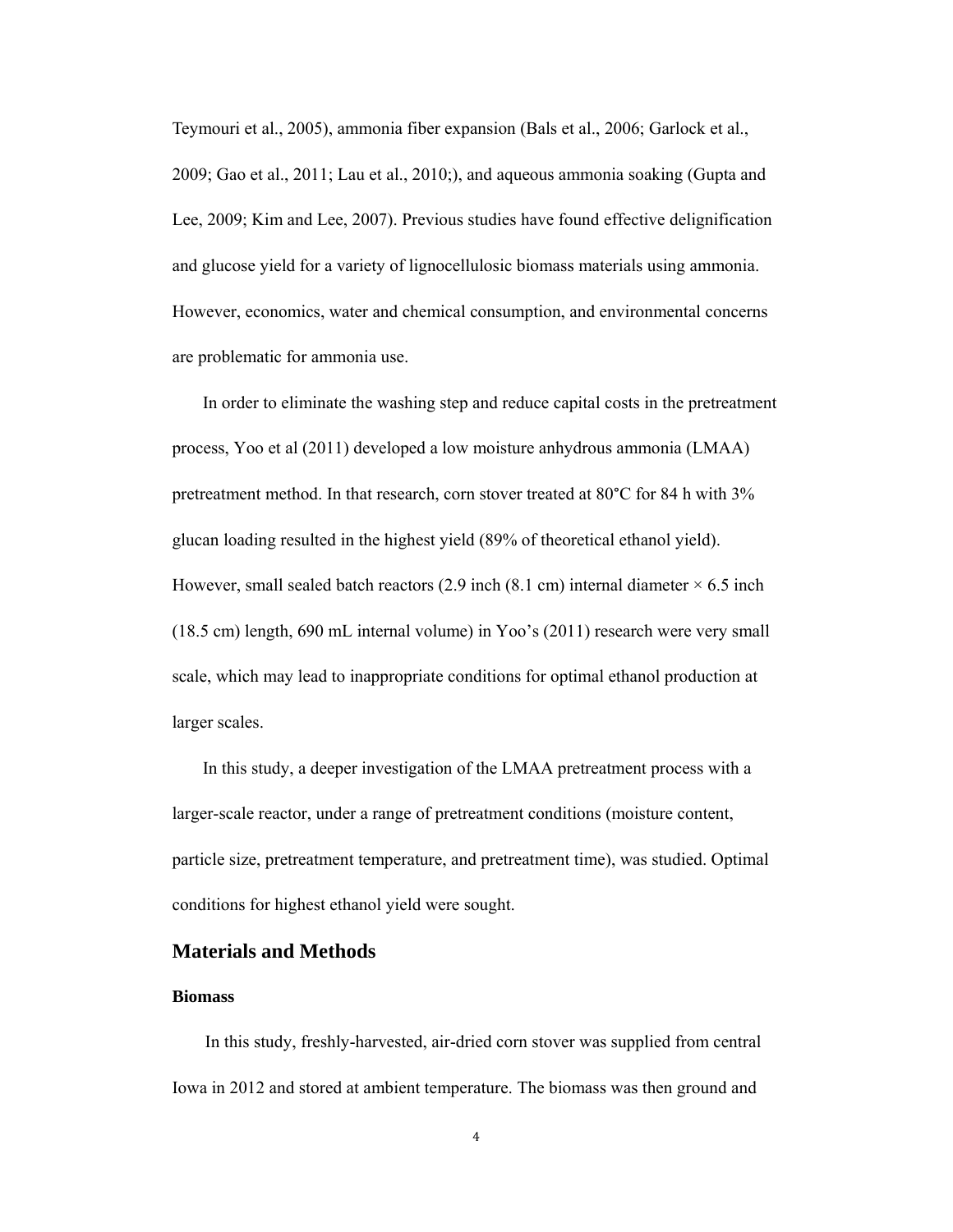Teymouri et al., 2005), ammonia fiber expansion (Bals et al., 2006; Garlock et al., 2009; Gao et al., 2011; Lau et al., 2010;), and aqueous ammonia soaking (Gupta and Lee, 2009; Kim and Lee, 2007). Previous studies have found effective delignification and glucose yield for a variety of lignocellulosic biomass materials using ammonia. However, economics, water and chemical consumption, and environmental concerns are problematic for ammonia use.

In order to eliminate the washing step and reduce capital costs in the pretreatment process, Yoo et al (2011) developed a low moisture anhydrous ammonia (LMAA) pretreatment method. In that research, corn stover treated at 80°C for 84 h with 3% glucan loading resulted in the highest yield (89% of theoretical ethanol yield). However, small sealed batch reactors (2.9 inch (8.1 cm) internal diameter × 6.5 inch (18.5 cm) length, 690 mL internal volume) in Yoo's (2011) research were very small scale, which may lead to inappropriate conditions for optimal ethanol production at larger scales.

In this study, a deeper investigation of the LMAA pretreatment process with a larger-scale reactor, under a range of pretreatment conditions (moisture content, particle size, pretreatment temperature, and pretreatment time), was studied. Optimal conditions for highest ethanol yield were sought.

## Materials and Methods

### Biomass

In this study, freshly-harvested, air-dried corn stover was supplied from central Iowa in 2012 and stored at ambient temperature. The biomass was then ground and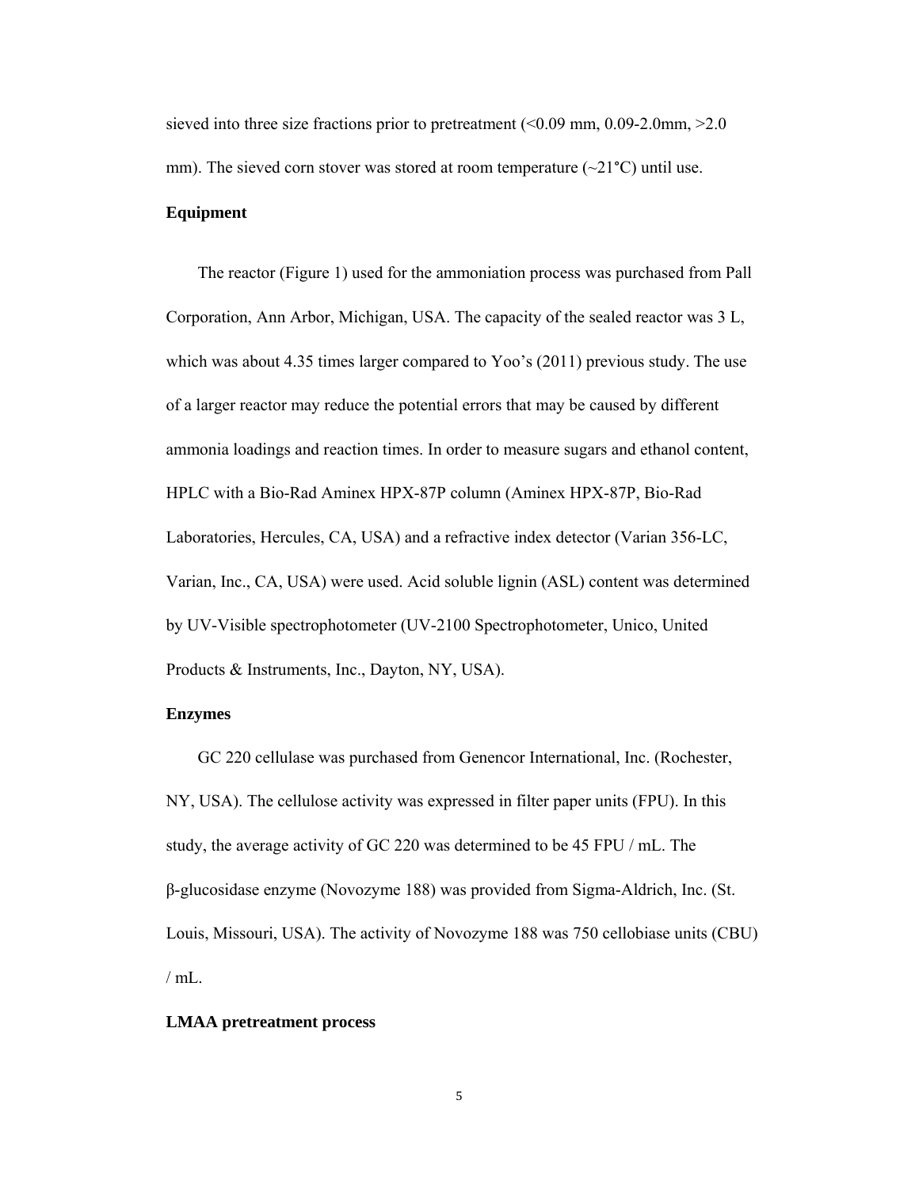sieved into three size fractions prior to pretreatment (<0.09 mm, 0.09-2.0mm, >2.0 mm). The sieved corn stover was stored at room temperature (~21°C) until use.

**Equipment**

The reactor (Figure 1) used for the ammoniation process was purchased from Pall Corporation, Ann Arbor, Michigan, USA. The capacity of the sealed reactor was 3 L, which was about 4.35 times larger compared to Yoo's (2011) previous study. The use of a larger reactor may reduce the potential errors that may be caused by different ammonia loadings and reaction times. In order to measure sugars and ethanol content, HPLC with a Bio-Rad Aminex HPX-87P column (Aminex HPX-87P, Bio-Rad Laboratories, Hercules, CA, USA) and a refractive index detector (Varian 356-LC, Varian, Inc., CA, USA) were used. Acid soluble lignin (ASL) content was determined by UV-Visible spectrophotometer (UV-2100 Spectrophotometer, Unico, United Products & Instruments, Inc., Dayton, NY, USA).

**Enzymes**

GC 220 cellulase was purchased from Genencor International, Inc. (Rochester, NY, USA). The cellulose activity was expressed in filter paper units (FPU). In this study, the average activity of GC 220 was determined to be 45 FPU / mL. The β-glucosidase enzyme (Novozyme 188) was provided from Sigma-Aldrich, Inc. (St. Louis, Missouri, USA). The activity of Novozyme 188 was 750 cellobiase units (CBU) / mL.

**LMAA pretreatment process**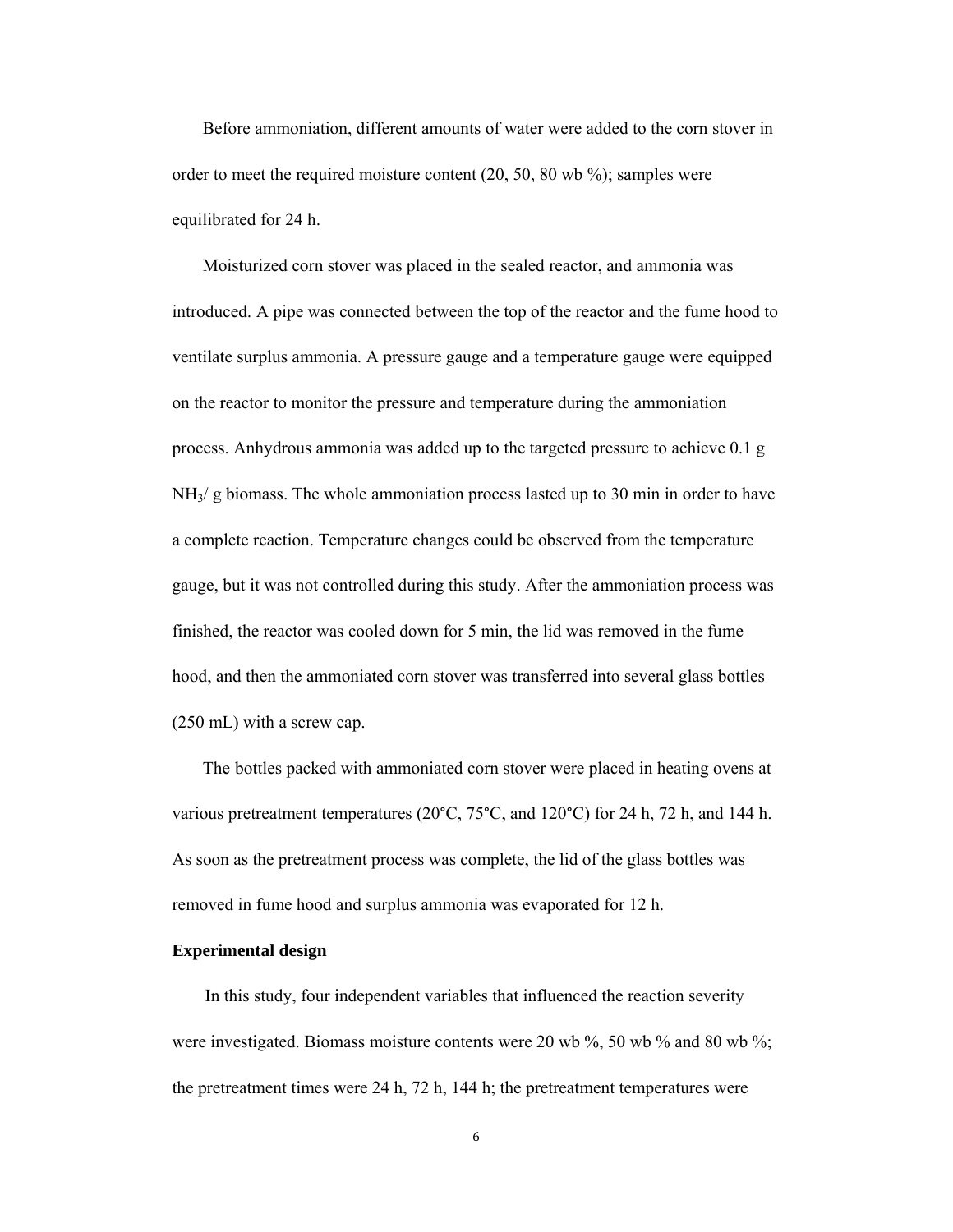Before ammoniation, different amounts of water were added to the corn stover in order to meet the required moisture content (20, 50, 80 wb %); samples were equilibrated for 24 h.

Moisturized corn stover was placed in the sealed reactor, and ammonia was introduced. A pipe was connected between the top of the reactor and the fume hood to ventilate surplus ammonia. A pressure gauge and a temperature gauge were equipped on the reactor to monitor the pressure and temperature during the ammoniation process. Anhydrous ammonia was added up to the targeted pressure to achieve 0.1 g $NH_3$/ g biomass. The whole ammoniation process lasted up to 30 min in order to have a complete reaction. Temperature changes could be observed from the temperature gauge, but it was not controlled during this study. After the ammoniation process was finished, the reactor was cooled down for 5 min, the lid was removed in the fume hood, and then the ammoniated corn stover was transferred into several glass bottles (250 mL) with a screw cap.

The bottles packed with ammoniated corn stover were placed in heating ovens at various pretreatment temperatures (20°C, 75°C, and 120°C) for 24 h, 72 h, and 144 h. As soon as the pretreatment process was complete, the lid of the glass bottles was removed in fume hood and surplus ammonia was evaporated for 12 h.

### Experimental design

In this study, four independent variables that influenced the reaction severity were investigated. Biomass moisture contents were 20 wb %, 50 wb % and 80 wb %; the pretreatment times were 24 h, 72 h, 144 h; the pretreatment temperatures were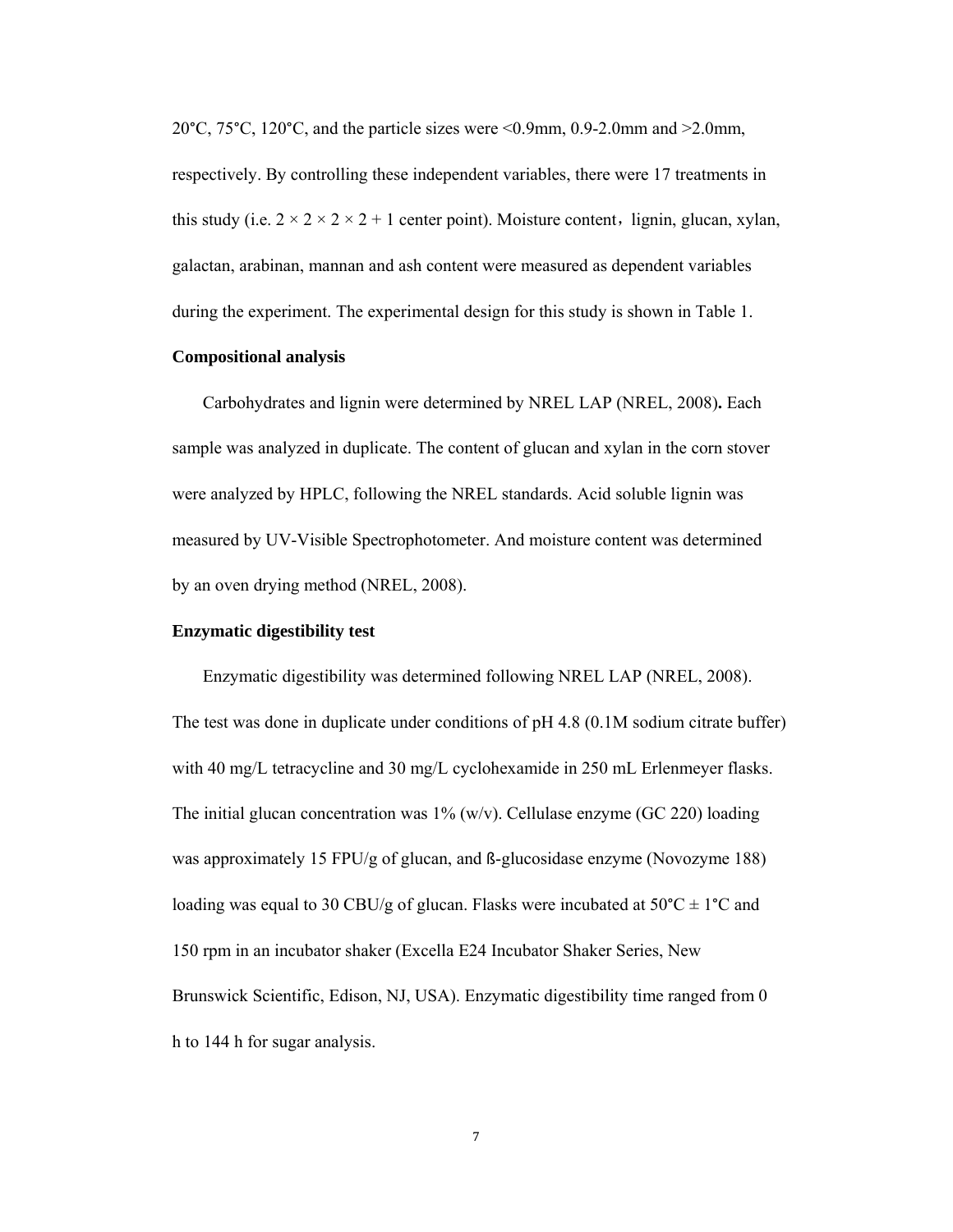20°C, 75°C, 120°C, and the particle sizes were <0.9mm, 0.9-2.0mm and >2.0mm, respectively. By controlling these independent variables, there were 17 treatments in this study (i.e. $2 \times 2 \times 2 \times 2 + 1$ center point). Moisture content，lignin, glucan, xylan, galactan, arabinan, mannan and ash content were measured as dependent variables during the experiment. The experimental design for this study is shown in Table 1.

**Compositional analysis**

Carbohydrates and lignin were determined by NREL LAP (NREL, 2008)**.** Each sample was analyzed in duplicate. The content of glucan and xylan in the corn stover were analyzed by HPLC, following the NREL standards. Acid soluble lignin was measured by UV-Visible Spectrophotometer. And moisture content was determined by an oven drying method (NREL, 2008).

**Enzymatic digestibility test**

Enzymatic digestibility was determined following NREL LAP (NREL, 2008). The test was done in duplicate under conditions of pH 4.8 (0.1M sodium citrate buffer) with 40 mg/L tetracycline and 30 mg/L cyclohexamide in 250 mL Erlenmeyer flasks. The initial glucan concentration was 1% (w/v). Cellulase enzyme (GC 220) loading was approximately 15 FPU/g of glucan, and ß-glucosidase enzyme (Novozyme 188) loading was equal to 30 CBU/g of glucan. Flasks were incubated at 50°C ± 1°C and 150 rpm in an incubator shaker (Excella E24 Incubator Shaker Series, New Brunswick Scientific, Edison, NJ, USA). Enzymatic digestibility time ranged from 0 h to 144 h for sugar analysis.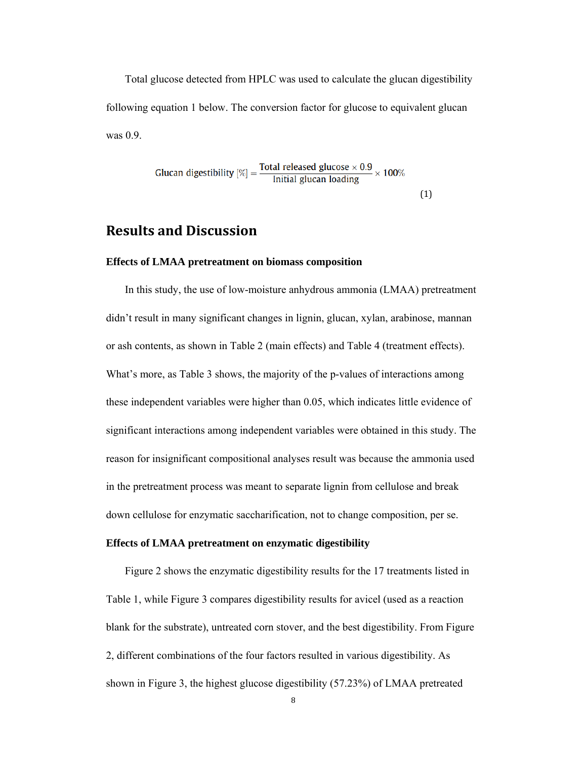Total glucose detected from HPLC was used to calculate the glucan digestibility following equation 1 below. The conversion factor for glucose to equivalent glucan was 0.9.

$$\text{Glucan digestibility } [\%] = \frac{\text{Total released glucose} \times 0.9}{\text{Initial glucan loading}} \times 100\% \tag{1}$$

# Results and Discussion

**Effects of LMAA pretreatment on biomass composition**

In this study, the use of low-moisture anhydrous ammonia (LMAA) pretreatment didn’t result in many significant changes in lignin, glucan, xylan, arabinose, mannan or ash contents, as shown in Table 2 (main effects) and Table 4 (treatment effects). What’s more, as Table 3 shows, the majority of the p-values of interactions among these independent variables were higher than 0.05, which indicates little evidence of significant interactions among independent variables were obtained in this study. The reason for insignificant compositional analyses result was because the ammonia used in the pretreatment process was meant to separate lignin from cellulose and break down cellulose for enzymatic saccharification, not to change composition, per se.

**Effects of LMAA pretreatment on enzymatic digestibility**

Figure 2 shows the enzymatic digestibility results for the 17 treatments listed in Table 1, while Figure 3 compares digestibility results for avicel (used as a reaction blank for the substrate), untreated corn stover, and the best digestibility. From Figure 2, different combinations of the four factors resulted in various digestibility. As shown in Figure 3, the highest glucose digestibility (57.23%) of LMAA pretreated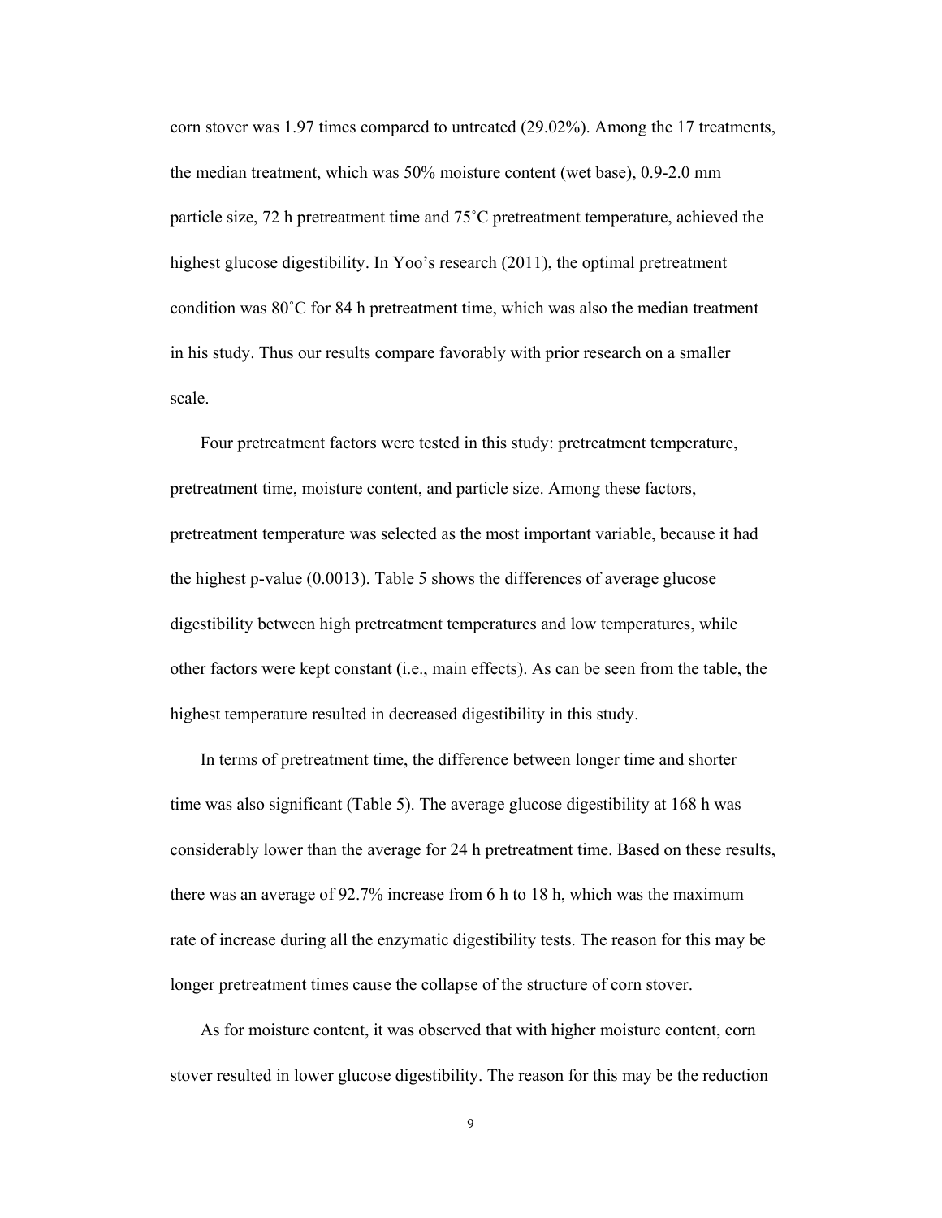corn stover was 1.97 times compared to untreated (29.02%). Among the 17 treatments, the median treatment, which was 50% moisture content (wet base), 0.9-2.0 mm particle size, 72 h pretreatment time and 75˚C pretreatment temperature, achieved the highest glucose digestibility. In Yoo's research (2011), the optimal pretreatment condition was 80˚C for 84 h pretreatment time, which was also the median treatment in his study. Thus our results compare favorably with prior research on a smaller scale.

Four pretreatment factors were tested in this study: pretreatment temperature, pretreatment time, moisture content, and particle size. Among these factors, pretreatment temperature was selected as the most important variable, because it had the highest p-value (0.0013). Table 5 shows the differences of average glucose digestibility between high pretreatment temperatures and low temperatures, while other factors were kept constant (i.e., main effects). As can be seen from the table, the highest temperature resulted in decreased digestibility in this study.

In terms of pretreatment time, the difference between longer time and shorter time was also significant (Table 5). The average glucose digestibility at 168 h was considerably lower than the average for 24 h pretreatment time. Based on these results, there was an average of 92.7% increase from 6 h to 18 h, which was the maximum rate of increase during all the enzymatic digestibility tests. The reason for this may be longer pretreatment times cause the collapse of the structure of corn stover.

As for moisture content, it was observed that with higher moisture content, corn stover resulted in lower glucose digestibility. The reason for this may be the reduction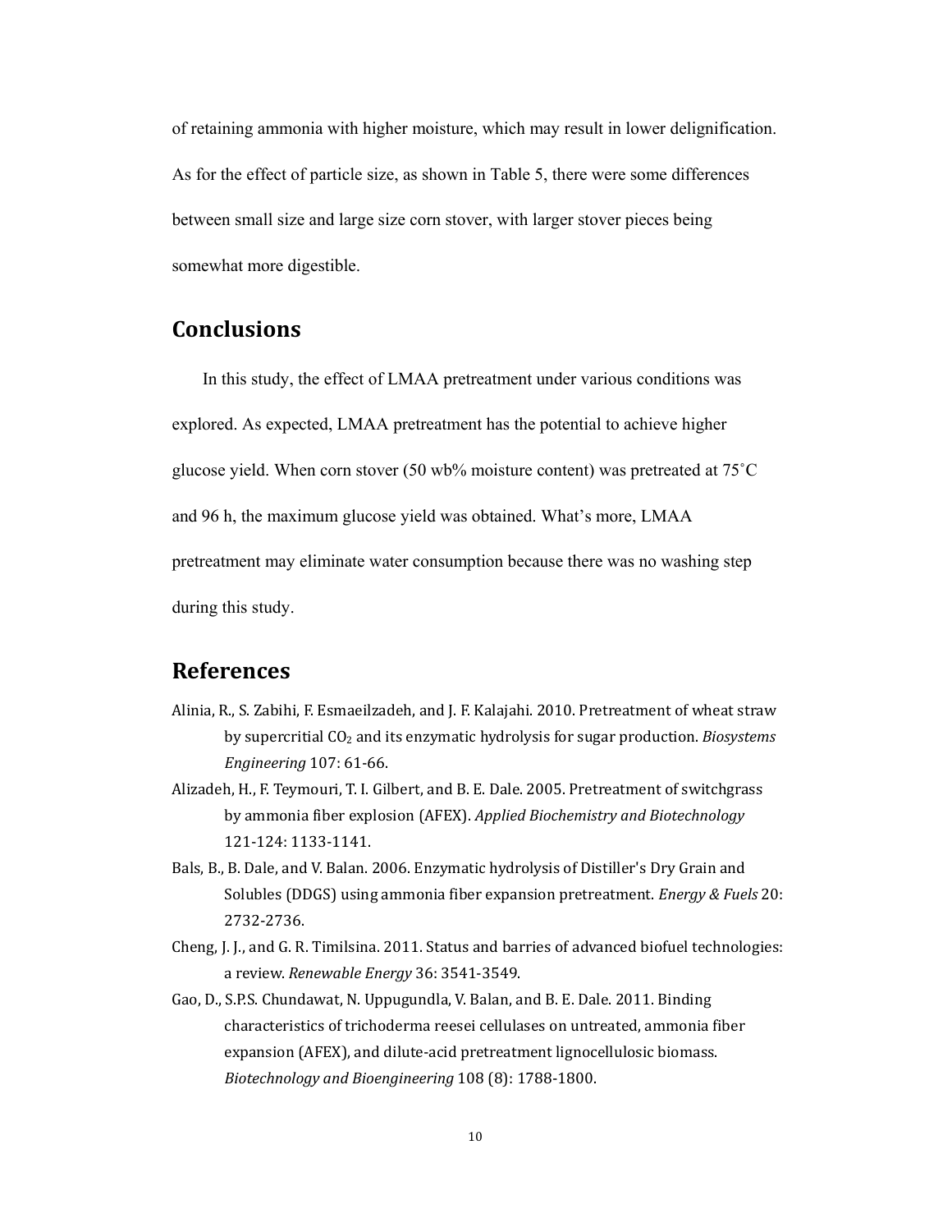of retaining ammonia with higher moisture, which may result in lower delignification. As for the effect of particle size, as shown in Table 5, there were some differences between small size and large size corn stover, with larger stover pieces being somewhat more digestible.

## Conclusions

In this study, the effect of LMAA pretreatment under various conditions was explored. As expected, LMAA pretreatment has the potential to achieve higher glucose yield. When corn stover (50 wb% moisture content) was pretreated at 75˚C and 96 h, the maximum glucose yield was obtained. What's more, LMAA pretreatment may eliminate water consumption because there was no washing step during this study.

## References

Alinia, R., S. Zabihi, F. Esmaeilzadeh, and J. F. Kalajahi. 2010. Pretreatment of wheat straw by supercritial $CO_2$ and its enzymatic hydrolysis for sugar production. *Biosystems Engineering* 107: 61-66.

Alizadeh, H., F. Teymouri, T. I. Gilbert, and B. E. Dale. 2005. Pretreatment of switchgrass by ammonia fiber explosion (AFEX). *Applied Biochemistry and Biotechnology* 121-124: 1133-1141.

Bals, B., B. Dale, and V. Balan. 2006. Enzymatic hydrolysis of Distiller's Dry Grain and Solubles (DDGS) using ammonia fiber expansion pretreatment. *Energy & Fuels* 20: 2732-2736.

Cheng, J. J., and G. R. Timilsina. 2011. Status and barries of advanced biofuel technologies: a review. *Renewable Energy* 36: 3541-3549.

Gao, D., S.P.S. Chundawat, N. Uppugundla, V. Balan, and B. E. Dale. 2011. Binding characteristics of trichoderma reesei cellulases on untreated, ammonia fiber expansion (AFEX), and dilute-acid pretreatment lignocellulosic biomass. *Biotechnology and Bioengineering* 108 (8): 1788-1800.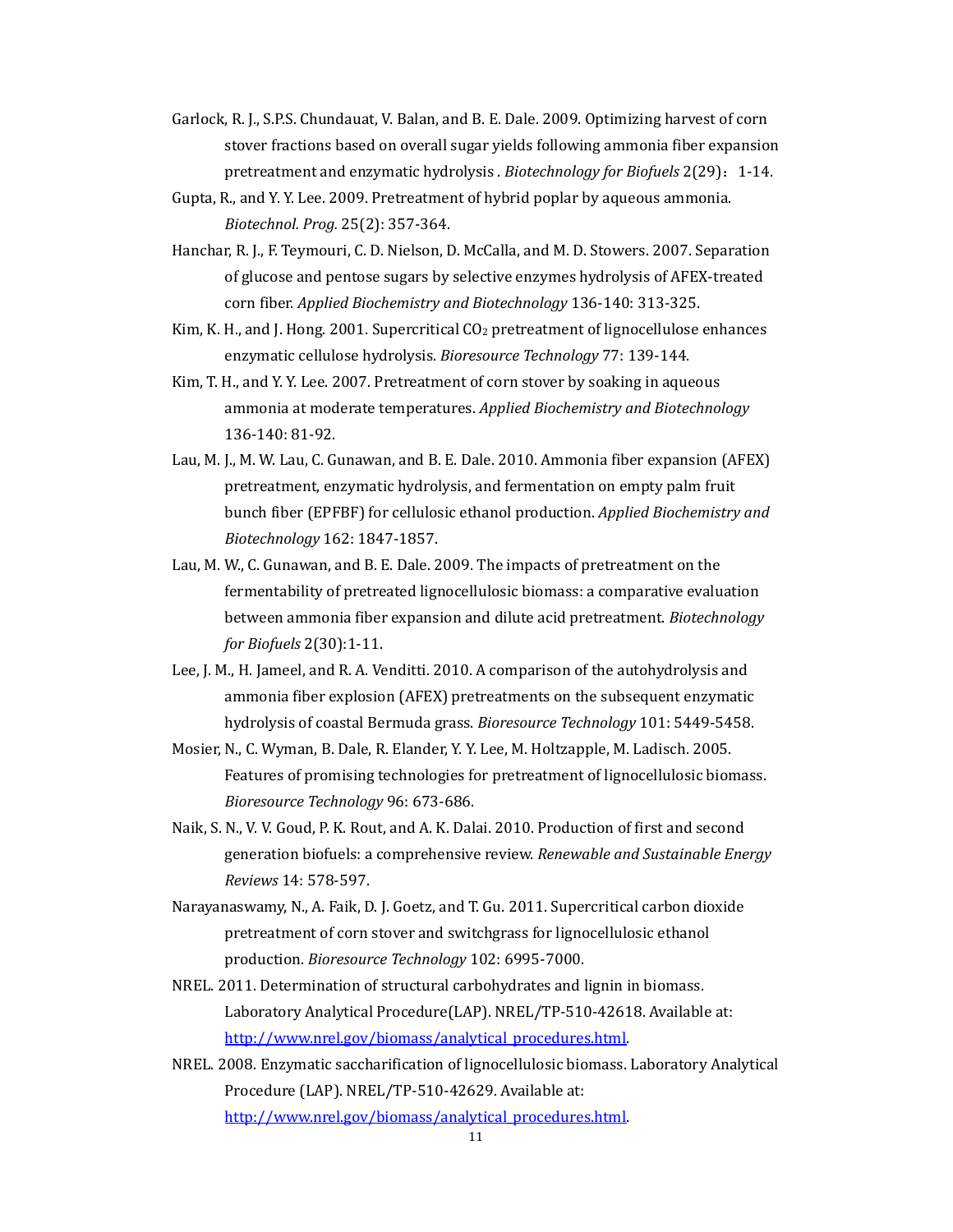Garlock, R. J., S.P.S. Chundauat, V. Balan, and B. E. Dale. 2009. Optimizing harvest of corn stover fractions based on overall sugar yields following ammonia fiber expansion pretreatment and enzymatic hydrolysis . *Biotechnology for Biofuels* 2(29)：1-14.

Gupta, R., and Y. Y. Lee. 2009. Pretreatment of hybrid poplar by aqueous ammonia. *Biotechnol. Prog.* 25(2): 357-364.

Hanchar, R. J., F. Teymouri, C. D. Nielson, D. McCalla, and M. D. Stowers. 2007. Separation of glucose and pentose sugars by selective enzymes hydrolysis of AFEX-treated corn fiber. *Applied Biochemistry and Biotechnology* 136-140: 313-325.

Kim, K. H., and J. Hong. 2001. Supercritical $CO_2$ pretreatment of lignocellulose enhances enzymatic cellulose hydrolysis. *Bioresource Technology* 77: 139-144.

Kim, T. H., and Y. Y. Lee. 2007. Pretreatment of corn stover by soaking in aqueous ammonia at moderate temperatures. *Applied Biochemistry and Biotechnology* 136-140: 81-92.

Lau, M. J., M. W. Lau, C. Gunawan, and B. E. Dale. 2010. Ammonia fiber expansion (AFEX) pretreatment, enzymatic hydrolysis, and fermentation on empty palm fruit bunch fiber (EPFBF) for cellulosic ethanol production. *Applied Biochemistry and Biotechnology* 162: 1847-1857.

Lau, M. W., C. Gunawan, and B. E. Dale. 2009. The impacts of pretreatment on the fermentability of pretreated lignocellulosic biomass: a comparative evaluation between ammonia fiber expansion and dilute acid pretreatment. *Biotechnology for Biofuels* 2(30):1-11.

Lee, J. M., H. Jameel, and R. A. Venditti. 2010. A comparison of the autohydrolysis and ammonia fiber explosion (AFEX) pretreatments on the subsequent enzymatic hydrolysis of coastal Bermuda grass. *Bioresource Technology* 101: 5449-5458.

Mosier, N., C. Wyman, B. Dale, R. Elander, Y. Y. Lee, M. Holtzapple, M. Ladisch. 2005. Features of promising technologies for pretreatment of lignocellulosic biomass. *Bioresource Technology* 96: 673-686.

Naik, S. N., V. V. Goud, P. K. Rout, and A. K. Dalai. 2010. Production of first and second generation biofuels: a comprehensive review. *Renewable and Sustainable Energy Reviews* 14: 578-597.

Narayanaswamy, N., A. Faik, D. J. Goetz, and T. Gu. 2011. Supercritical carbon dioxide pretreatment of corn stover and switchgrass for lignocellulosic ethanol production. *Bioresource Technology* 102: 6995-7000.

NREL. 2011. Determination of structural carbohydrates and lignin in biomass. Laboratory Analytical Procedure(LAP). NREL/TP-510-42618. Available at: http://www.nrel.gov/biomass/analytical_procedures.html.

NREL. 2008. Enzymatic saccharification of lignocellulosic biomass. Laboratory Analytical Procedure (LAP). NREL/TP-510-42629. Available at: http://www.nrel.gov/biomass/analytical_procedures.html.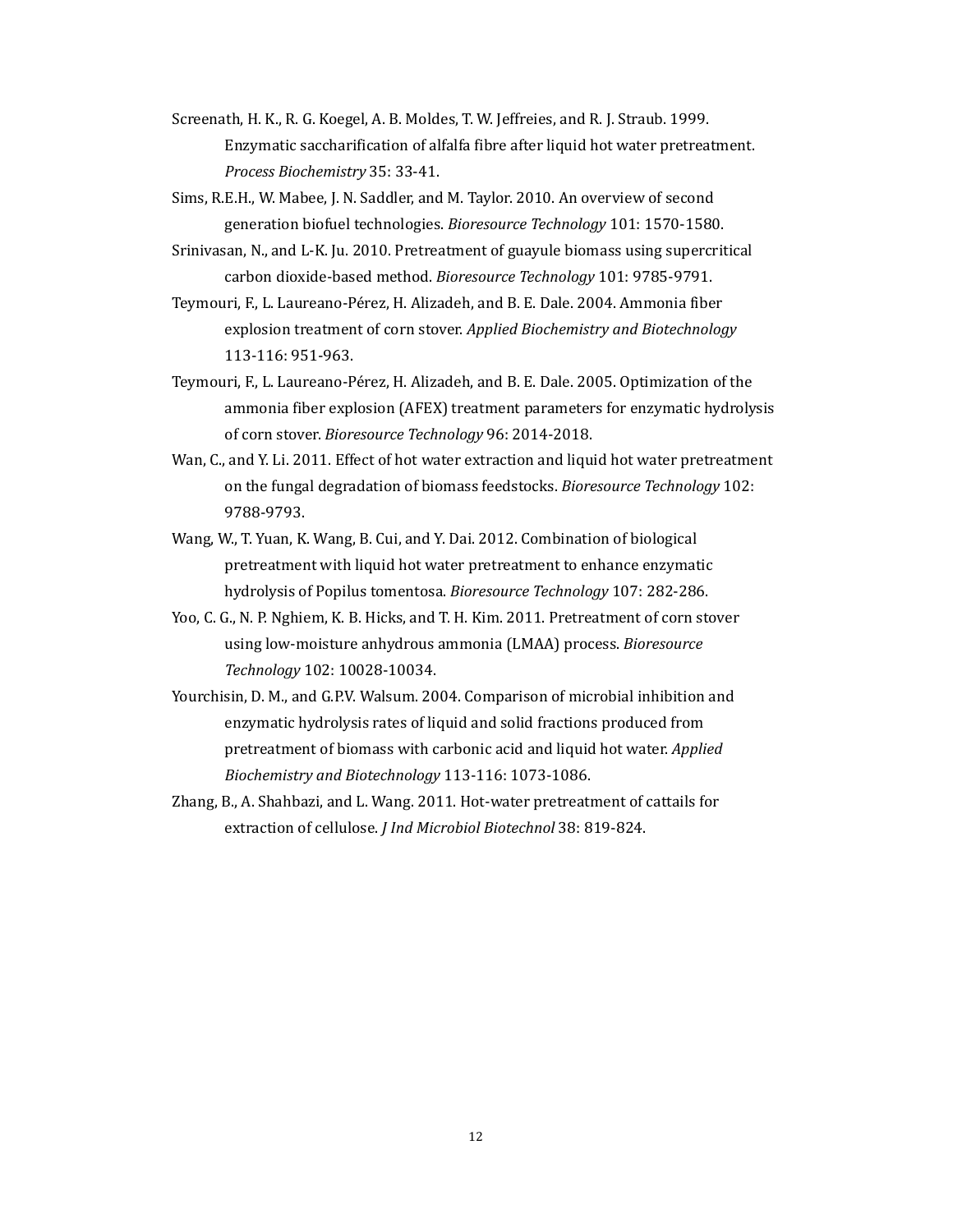Screenath, H. K., R. G. Koegel, A. B. Moldes, T. W. Jeffreies, and R. J. Straub. 1999. Enzymatic saccharification of alfalfa fibre after liquid hot water pretreatment. *Process Biochemistry* 35: 33-41.

Sims, R.E.H., W. Mabee, J. N. Saddler, and M. Taylor. 2010. An overview of second generation biofuel technologies. *Bioresource Technology* 101: 1570-1580.

Srinivasan, N., and L-K. Ju. 2010. Pretreatment of guayule biomass using supercritical carbon dioxide-based method. *Bioresource Technology* 101: 9785-9791.

Teymouri, F., L. Laureano-Pérez, H. Alizadeh, and B. E. Dale. 2004. Ammonia fiber explosion treatment of corn stover. *Applied Biochemistry and Biotechnology* 113-116: 951-963.

Teymouri, F., L. Laureano-Pérez, H. Alizadeh, and B. E. Dale. 2005. Optimization of the ammonia fiber explosion (AFEX) treatment parameters for enzymatic hydrolysis of corn stover. *Bioresource Technology* 96: 2014-2018.

Wan, C., and Y. Li. 2011. Effect of hot water extraction and liquid hot water pretreatment on the fungal degradation of biomass feedstocks. *Bioresource Technology* 102: 9788-9793.

Wang, W., T. Yuan, K. Wang, B. Cui, and Y. Dai. 2012. Combination of biological pretreatment with liquid hot water pretreatment to enhance enzymatic hydrolysis of Popilus tomentosa. *Bioresource Technology* 107: 282-286.

Yoo, C. G., N. P. Nghiem, K. B. Hicks, and T. H. Kim. 2011. Pretreatment of corn stover using low-moisture anhydrous ammonia (LMAA) process. *Bioresource Technology* 102: 10028-10034.

Yourchisin, D. M., and G.P.V. Walsum. 2004. Comparison of microbial inhibition and enzymatic hydrolysis rates of liquid and solid fractions produced from pretreatment of biomass with carbonic acid and liquid hot water. *Applied Biochemistry and Biotechnology* 113-116: 1073-1086.

Zhang, B., A. Shahbazi, and L. Wang. 2011. Hot-water pretreatment of cattails for extraction of cellulose. *J Ind Microbiol Biotechnol* 38: 819-824.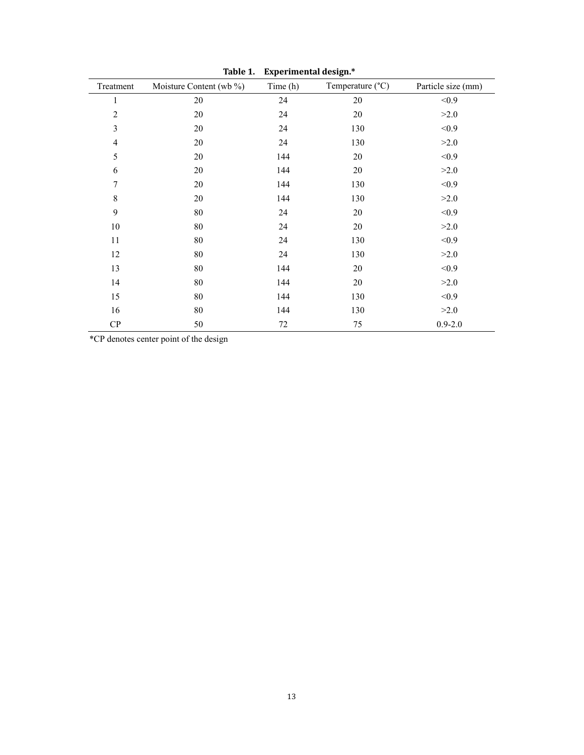**Table 1. Experimental design.***

| Treatment | Moisture Content (wb %) | Time (h) | Temperature (°C) | Particle size (mm) |
|---|---|---|---|---|
| 1 | 20 | 24 | 20 | <0.9 |
| 2 | 20 | 24 | 20 | >2.0 |
| 3 | 20 | 24 | 130 | <0.9 |
| 4 | 20 | 24 | 130 | >2.0 |
| 5 | 20 | 144 | 20 | <0.9 |
| 6 | 20 | 144 | 20 | >2.0 |
| 7 | 20 | 144 | 130 | <0.9 |
| 8 | 20 | 144 | 130 | >2.0 |
| 9 | 80 | 24 | 20 | <0.9 |
| 10 | 80 | 24 | 20 | >2.0 |
| 11 | 80 | 24 | 130 | <0.9 |
| 12 | 80 | 24 | 130 | >2.0 |
| 13 | 80 | 144 | 20 | <0.9 |
| 14 | 80 | 144 | 20 | >2.0 |
| 15 | 80 | 144 | 130 | <0.9 |
| 16 | 80 | 144 | 130 | >2.0 |
| CP | 50 | 72 | 75 | 0.9-2.0 |

*CP denotes center point of the design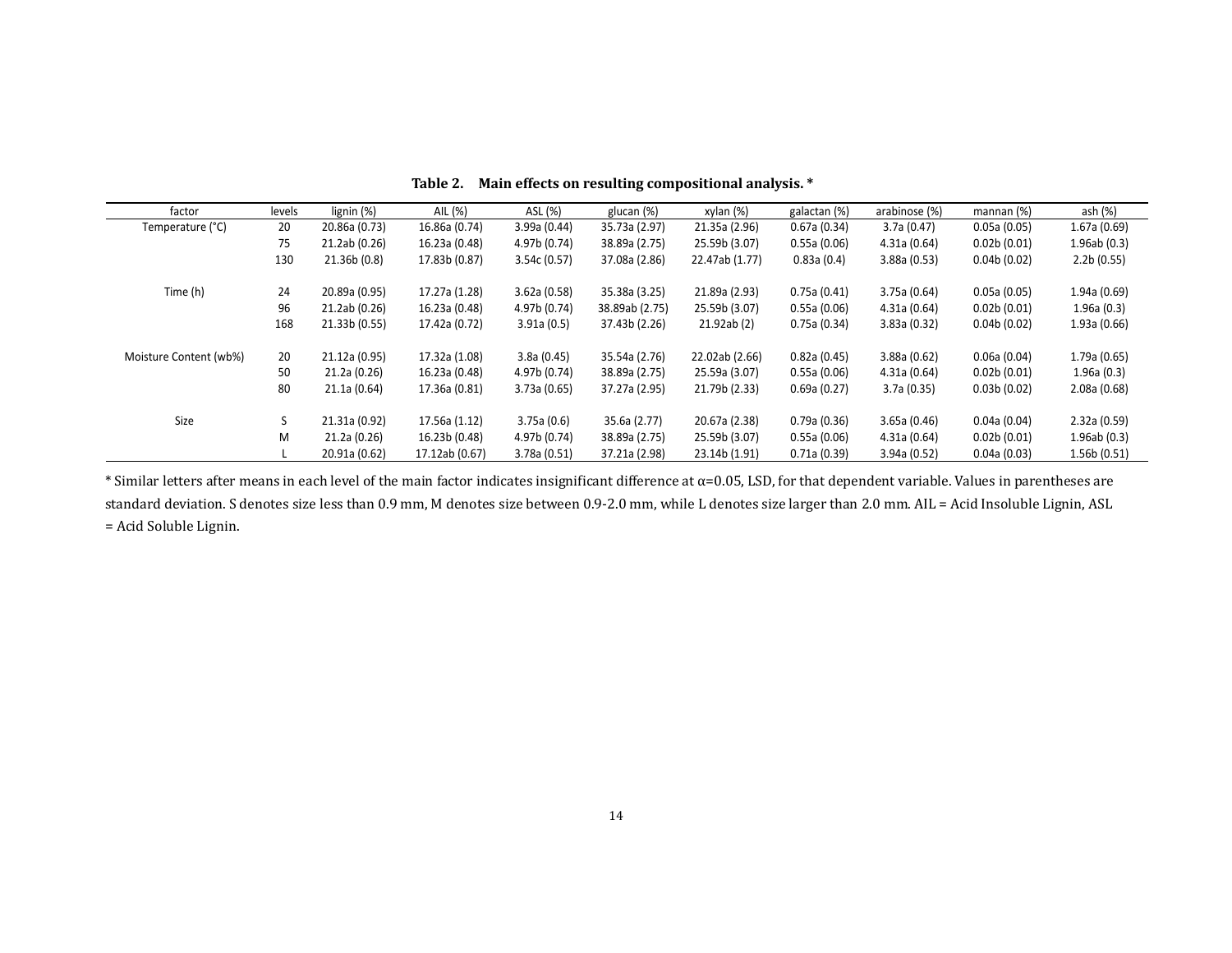**Table 2. Main effects on resulting compositional analysis. ***

| factor | levels | lignin (%) | AIL (%) | ASL (%) | glucan (%) | xylan (%) | galactan (%) | arabinose (%) | mannan (%) | ash (%) |
|---|---|---|---|---|---|---|---|---|---|---|
| Temperature (°C) | 20 | 20.86a (0.73) | 16.86a (0.74) | 3.99a (0.44) | 35.73a (2.97) | 21.35a (2.96) | 0.67a (0.34) | 3.7a (0.47) | 0.05a (0.05) | 1.67a (0.69) |
| | 75 | 21.2ab (0.26) | 16.23a (0.48) | 4.97b (0.74) | 38.89a (2.75) | 25.59b (3.07) | 0.55a (0.06) | 4.31a (0.64) | 0.02b (0.01) | 1.96ab (0.3) |
| | 130 | 21.36b (0.8) | 17.83b (0.87) | 3.54c (0.57) | 37.08a (2.86) | 22.47ab (1.77) | 0.83a (0.4) | 3.88a (0.53) | 0.04b (0.02) | 2.2b (0.55) |
| Time (h) | 24 | 20.89a (0.95) | 17.27a (1.28) | 3.62a (0.58) | 35.38a (3.25) | 21.89a (2.93) | 0.75a (0.41) | 3.75a (0.64) | 0.05a (0.05) | 1.94a (0.69) |
| | 96 | 21.2ab (0.26) | 16.23a (0.48) | 4.97b (0.74) | 38.89ab (2.75) | 25.59b (3.07) | 0.55a (0.06) | 4.31a (0.64) | 0.02b (0.01) | 1.96a (0.3) |
| | 168 | 21.33b (0.55) | 17.42a (0.72) | 3.91a (0.5) | 37.43b (2.26) | 21.92ab (2) | 0.75a (0.34) | 3.83a (0.32) | 0.04b (0.02) | 1.93a (0.66) |
| Moisture Content (wb%) | 20 | 21.12a (0.95) | 17.32a (1.08) | 3.8a (0.45) | 35.54a (2.76) | 22.02ab (2.66) | 0.82a (0.45) | 3.88a (0.62) | 0.06a (0.04) | 1.79a (0.65) |
| | 50 | 21.2a (0.26) | 16.23a (0.48) | 4.97b (0.74) | 38.89a (2.75) | 25.59a (3.07) | 0.55a (0.06) | 4.31a (0.64) | 0.02b (0.01) | 1.96a (0.3) |
| | 80 | 21.1a (0.64) | 17.36a (0.81) | 3.73a (0.65) | 37.27a (2.95) | 21.79b (2.33) | 0.69a (0.27) | 3.7a (0.35) | 0.03b (0.02) | 2.08a (0.68) |
| Size | S | 21.31a (0.92) | 17.56a (1.12) | 3.75a (0.6) | 35.6a (2.77) | 20.67a (2.38) | 0.79a (0.36) | 3.65a (0.46) | 0.04a (0.04) | 2.32a (0.59) |
| | M | 21.2a (0.26) | 16.23b (0.48) | 4.97b (0.74) | 38.89a (2.75) | 25.59b (3.07) | 0.55a (0.06) | 4.31a (0.64) | 0.02b (0.01) | 1.96ab (0.3) |
| | L | 20.91a (0.62) | 17.12ab (0.67) | 3.78a (0.51) | 37.21a (2.98) | 23.14b (1.91) | 0.71a (0.39) | 3.94a (0.52) | 0.04a (0.03) | 1.56b (0.51) |

* Similar letters after means in each level of the main factor indicates insignificant difference at $\alpha$=0.05, LSD, for that dependent variable. Values in parentheses are standard deviation. S denotes size less than 0.9 mm, M denotes size between 0.9-2.0 mm, while L denotes size larger than 2.0 mm. AIL = Acid Insoluble Lignin, ASL = Acid Soluble Lignin.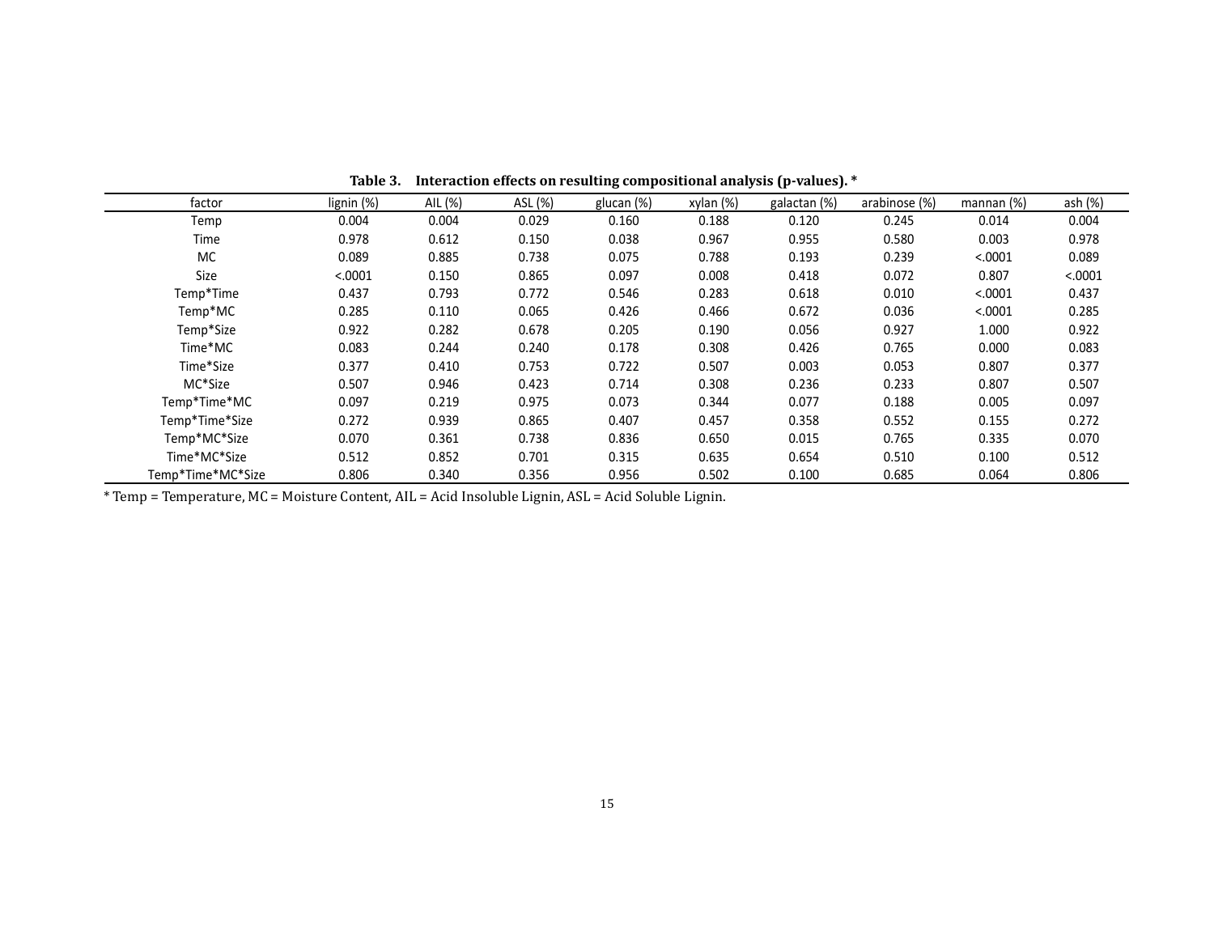**Table 3. Interaction effects on resulting compositional analysis (p-values).** *

| factor | lignin (%) | AIL (%) | ASL (%) | glucan (%) | xylan (%) | galactan (%) | arabinose (%) | mannan (%) | ash (%) |
|---|---|---|---|---|---|---|---|---|---|
| Temp | 0.004 | 0.004 | 0.029 | 0.160 | 0.188 | 0.120 | 0.245 | 0.014 | 0.004 |
| Time | 0.978 | 0.612 | 0.150 | 0.038 | 0.967 | 0.955 | 0.580 | 0.003 | 0.978 |
| MC | 0.089 | 0.885 | 0.738 | 0.075 | 0.788 | 0.193 | 0.239 | <.0001 | 0.089 |
| Size | <.0001 | 0.150 | 0.865 | 0.097 | 0.008 | 0.418 | 0.072 | 0.807 | <.0001 |
| Temp*Time | 0.437 | 0.793 | 0.772 | 0.546 | 0.283 | 0.618 | 0.010 | <.0001 | 0.437 |
| Temp*MC | 0.285 | 0.110 | 0.065 | 0.426 | 0.466 | 0.672 | 0.036 | <.0001 | 0.285 |
| Temp*Size | 0.922 | 0.282 | 0.678 | 0.205 | 0.190 | 0.056 | 0.927 | 1.000 | 0.922 |
| Time*MC | 0.083 | 0.244 | 0.240 | 0.178 | 0.308 | 0.426 | 0.765 | 0.000 | 0.083 |
| Time*Size | 0.377 | 0.410 | 0.753 | 0.722 | 0.507 | 0.003 | 0.053 | 0.807 | 0.377 |
| MC*Size | 0.507 | 0.946 | 0.423 | 0.714 | 0.308 | 0.236 | 0.233 | 0.807 | 0.507 |
| Temp*Time*MC | 0.097 | 0.219 | 0.975 | 0.073 | 0.344 | 0.077 | 0.188 | 0.005 | 0.097 |
| Temp*Time*Size | 0.272 | 0.939 | 0.865 | 0.407 | 0.457 | 0.358 | 0.552 | 0.155 | 0.272 |
| Temp*MC*Size | 0.070 | 0.361 | 0.738 | 0.836 | 0.650 | 0.015 | 0.765 | 0.335 | 0.070 |
| Time*MC*Size | 0.512 | 0.852 | 0.701 | 0.315 | 0.635 | 0.654 | 0.510 | 0.100 | 0.512 |
| Temp*Time*MC*Size | 0.806 | 0.340 | 0.356 | 0.956 | 0.502 | 0.100 | 0.685 | 0.064 | 0.806 |

* Temp = Temperature, MC = Moisture Content, AIL = Acid Insoluble Lignin, ASL = Acid Soluble Lignin.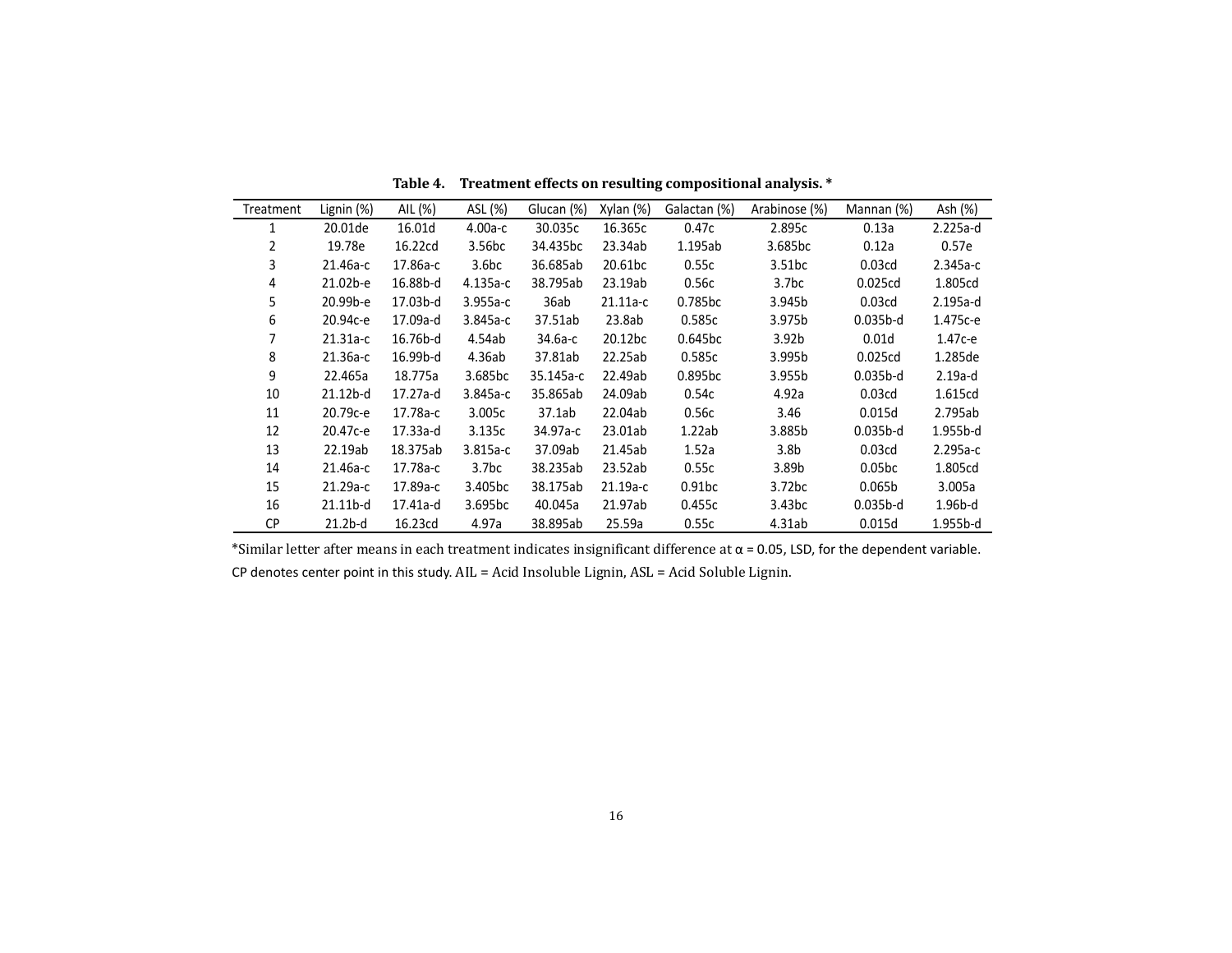**Table 4. Treatment effects on resulting compositional analysis. ***

| Treatment | Lignin (%) | AIL (%) | ASL (%) | Glucan (%) | Xylan (%) | Galactan (%) | Arabinose (%) | Mannan (%) | Ash (%) |
|---|---|---|---|---|---|---|---|---|---|
| 1 | 20.01de | 16.01d | 4.00a-c | 30.035c | 16.365c | 0.47c | 2.895c | 0.13a | 2.225a-d |
| 2 | 19.78e | 16.22cd | 3.56bc | 34.435bc | 23.34ab | 1.195ab | 3.685bc | 0.12a | 0.57e |
| 3 | 21.46a-c | 17.86a-c | 3.6bc | 36.685ab | 20.61bc | 0.55c | 3.51bc | 0.03cd | 2.345a-c |
| 4 | 21.02b-e | 16.88b-d | 4.135a-c | 38.795ab | 23.19ab | 0.56c | 3.7bc | 0.025cd | 1.805cd |
| 5 | 20.99b-e | 17.03b-d | 3.955a-c | 36ab | 21.11a-c | 0.785bc | 3.945b | 0.03cd | 2.195a-d |
| 6 | 20.94c-e | 17.09a-d | 3.845a-c | 37.51ab | 23.8ab | 0.585c | 3.975b | 0.035b-d | 1.475c-e |
| 7 | 21.31a-c | 16.76b-d | 4.54ab | 34.6a-c | 20.12bc | 0.645bc | 3.92b | 0.01d | 1.47c-e |
| 8 | 21.36a-c | 16.99b-d | 4.36ab | 37.81ab | 22.25ab | 0.585c | 3.995b | 0.025cd | 1.285de |
| 9 | 22.465a | 18.775a | 3.685bc | 35.145a-c | 22.49ab | 0.895bc | 3.955b | 0.035b-d | 2.19a-d |
| 10 | 21.12b-d | 17.27a-d | 3.845a-c | 35.865ab | 24.09ab | 0.54c | 4.92a | 0.03cd | 1.615cd |
| 11 | 20.79c-e | 17.78a-c | 3.005c | 37.1ab | 22.04ab | 0.56c | 3.46 | 0.015d | 2.795ab |
| 12 | 20.47c-e | 17.33a-d | 3.135c | 34.97a-c | 23.01ab | 1.22ab | 3.885b | 0.035b-d | 1.955b-d |
| 13 | 22.19ab | 18.375ab | 3.815a-c | 37.09ab | 21.45ab | 1.52a | 3.8b | 0.03cd | 2.295a-c |
| 14 | 21.46a-c | 17.78a-c | 3.7bc | 38.235ab | 23.52ab | 0.55c | 3.89b | 0.05bc | 1.805cd |
| 15 | 21.29a-c | 17.89a-c | 3.405bc | 38.175ab | 21.19a-c | 0.91bc | 3.72bc | 0.065b | 3.005a |
| 16 | 21.11b-d | 17.41a-d | 3.695bc | 40.045a | 21.97ab | 0.455c | 3.43bc | 0.035b-d | 1.96b-d |
| CP | 21.2b-d | 16.23cd | 4.97a | 38.895ab | 25.59a | 0.55c | 4.31ab | 0.015d | 1.955b-d |

*Similar letter after means in each treatment indicates insignificant difference at α = 0.05, LSD, for the dependent variable. CP denotes center point in this study. AIL = Acid Insoluble Lignin, ASL = Acid Soluble Lignin.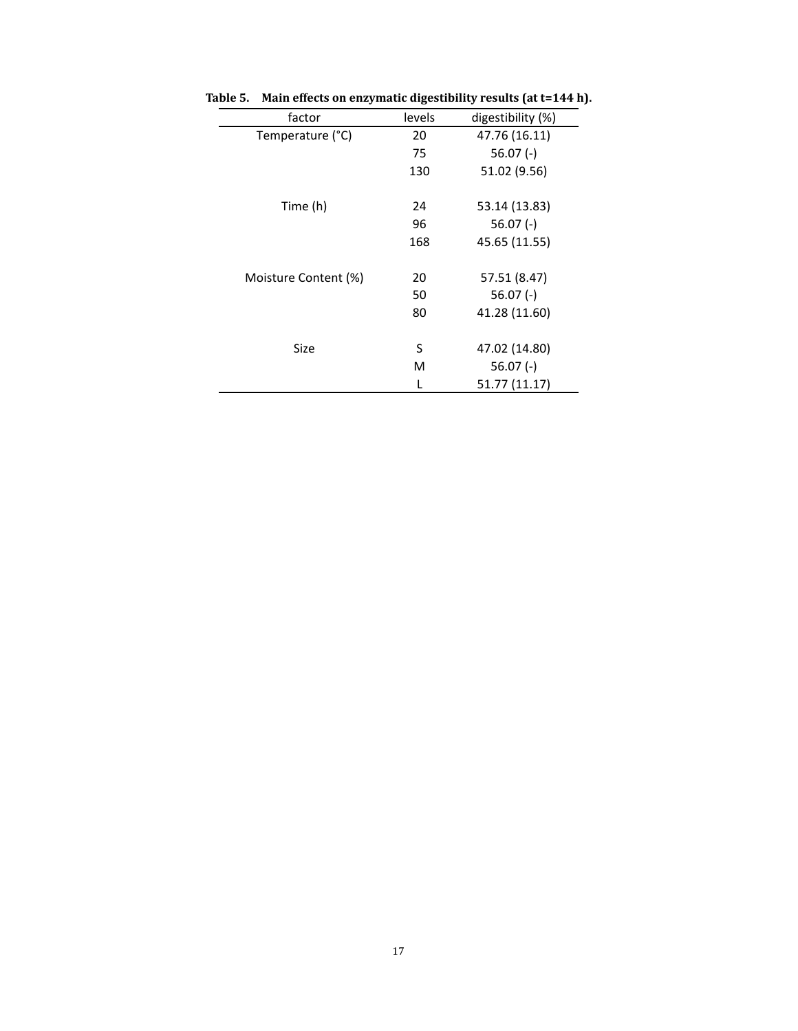**Table 5. Main effects on enzymatic digestibility results (at t=144 h).**

| factor | levels | digestibility (%) |
|---|---|---|
| Temperature (°C) | 20 | 47.76 (16.11) |
| | 75 | 56.07 (-) |
| | 130 | 51.02 (9.56) |
| Time (h) | 24 | 53.14 (13.83) |
| | 96 | 56.07 (-) |
| | 168 | 45.65 (11.55) |
| Moisture Content (%) | 20 | 57.51 (8.47) |
| | 50 | 56.07 (-) |
| | 80 | 41.28 (11.60) |
| Size | S | 47.02 (14.80) |
| | M | 56.07 (-) |
| | L | 51.77 (11.17) |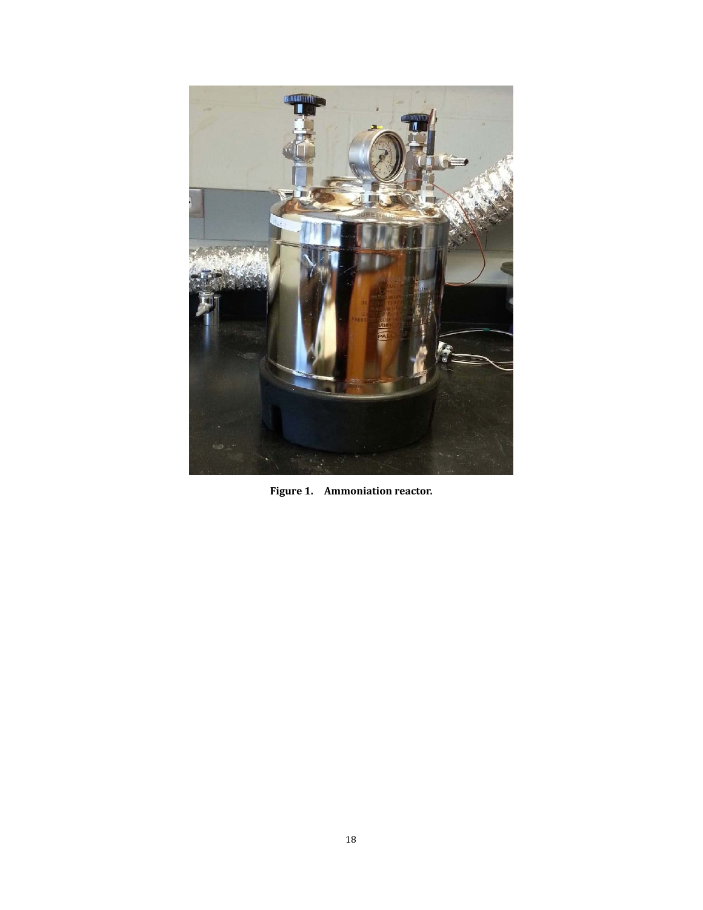**Figure 1. Ammoniation reactor.**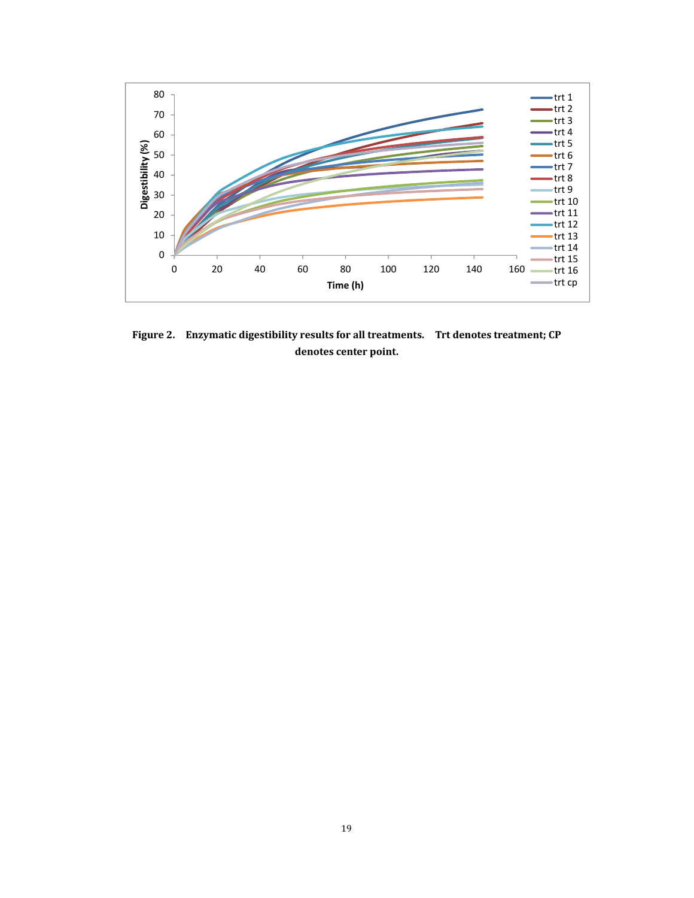**Figure 2. Enzymatic digestibility results for all treatments. Trt denotes treatment; CP denotes center point.**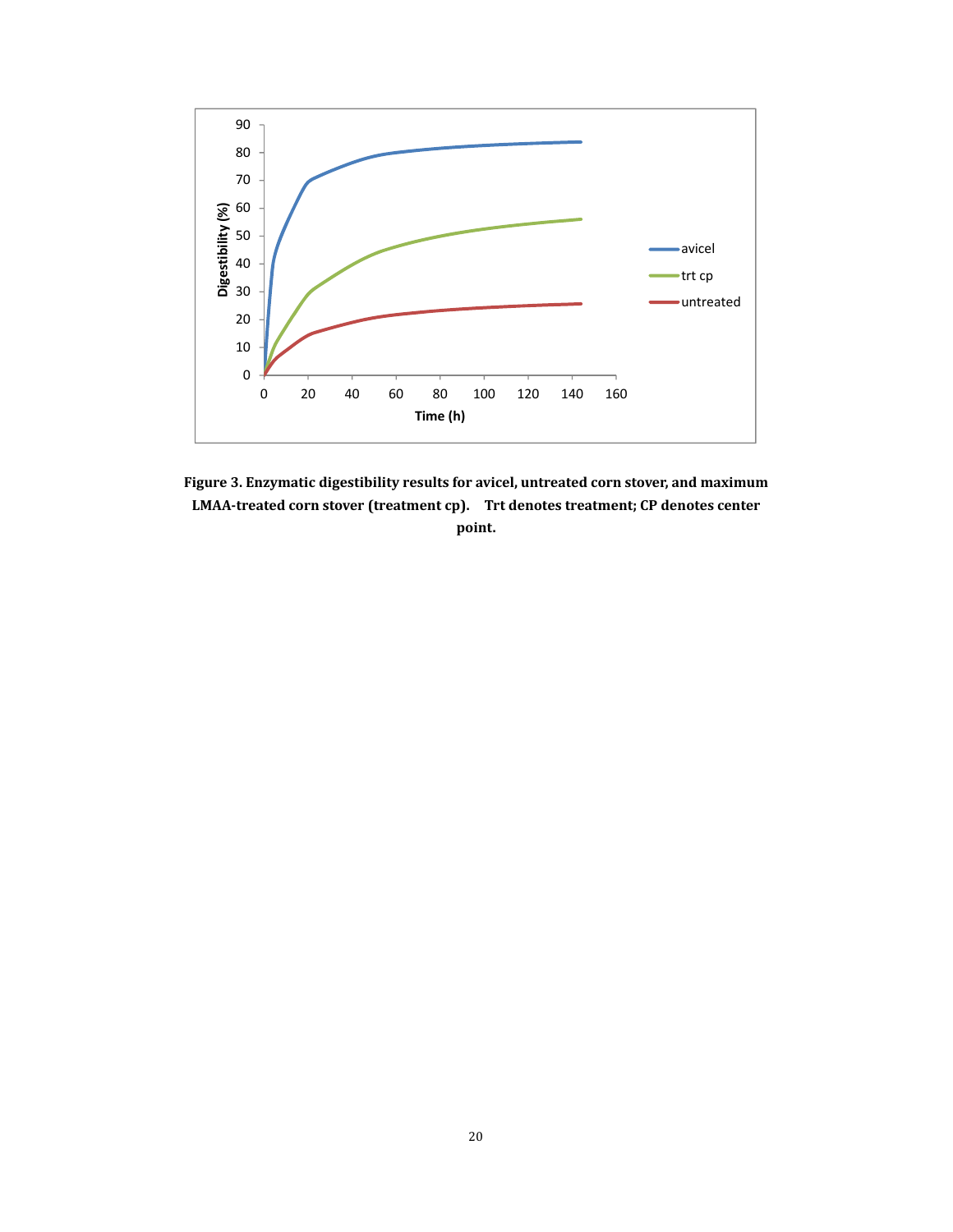90
80
70
60
50
40
30
20
10
0

Digestibility (%)

0 20 40 60 80 100 120 140 160

Time (h)

avicel
trt cp
untreated

**Figure 3. Enzymatic digestibility results for avicel, untreated corn stover, and maximum LMAA-treated corn stover (treatment cp). Trt denotes treatment; CP denotes center point.**